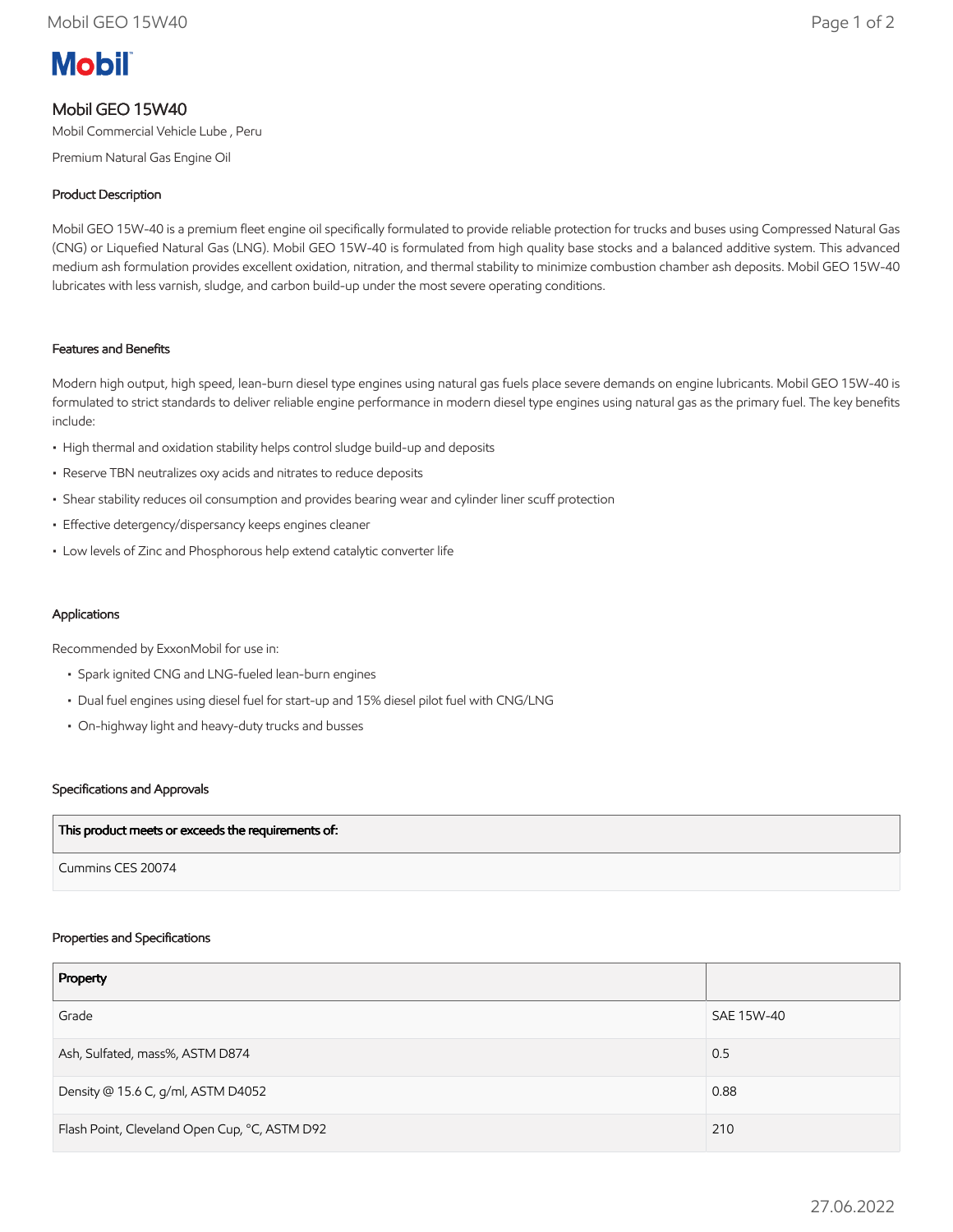Mobil

# Mobil GEO 15W40

Mobil Commercial Vehicle Lube , Peru

Premium Natural Gas Engine Oil

## Product Description

Mobil GEO 15W-40 is a premium fleet engine oil specifically formulated to provide reliable protection for trucks and buses using Compressed Natural Gas (CNG) or Liquefied Natural Gas (LNG). Mobil GEO 15W-40 is formulated from high quality base stocks and a balanced additive system. This advanced medium ash formulation provides excellent oxidation, nitration, and thermal stability to minimize combustion chamber ash deposits. Mobil GEO 15W-40 lubricates with less varnish, sludge, and carbon build-up under the most severe operating conditions.

## Features and Benefits

Modern high output, high speed, lean-burn diesel type engines using natural gas fuels place severe demands on engine lubricants. Mobil GEO 15W-40 is formulated to strict standards to deliver reliable engine performance in modern diesel type engines using natural gas as the primary fuel. The key benefits include:

- High thermal and oxidation stability helps control sludge build-up and deposits
- Reserve TBN neutralizes oxy acids and nitrates to reduce deposits
- Shear stability reduces oil consumption and provides bearing wear and cylinder liner scuff protection
- Effective detergency/dispersancy keeps engines cleaner
- Low levels of Zinc and Phosphorous help extend catalytic converter life

## Applications

Recommended by ExxonMobil for use in:

- Spark ignited CNG and LNG-fueled lean-burn engines
- Dual fuel engines using diesel fuel for start-up and 15% diesel pilot fuel with CNG/LNG
- On-highway light and heavy-duty trucks and busses

## Specifications and Approvals

| This product meets or exceeds the requirements of: |
|---|
| Cummins CES 20074 |

## Properties and Specifications

| Property | |
|---|---|
| Grade | SAE 15W-40 |
| Ash, Sulfated, mass%, ASTM D874 | 0.5 |
| Density @ 15.6 C, g/ml, ASTM D4052 | 0.88 |
| Flash Point, Cleveland Open Cup, °C, ASTM D92 | 210 |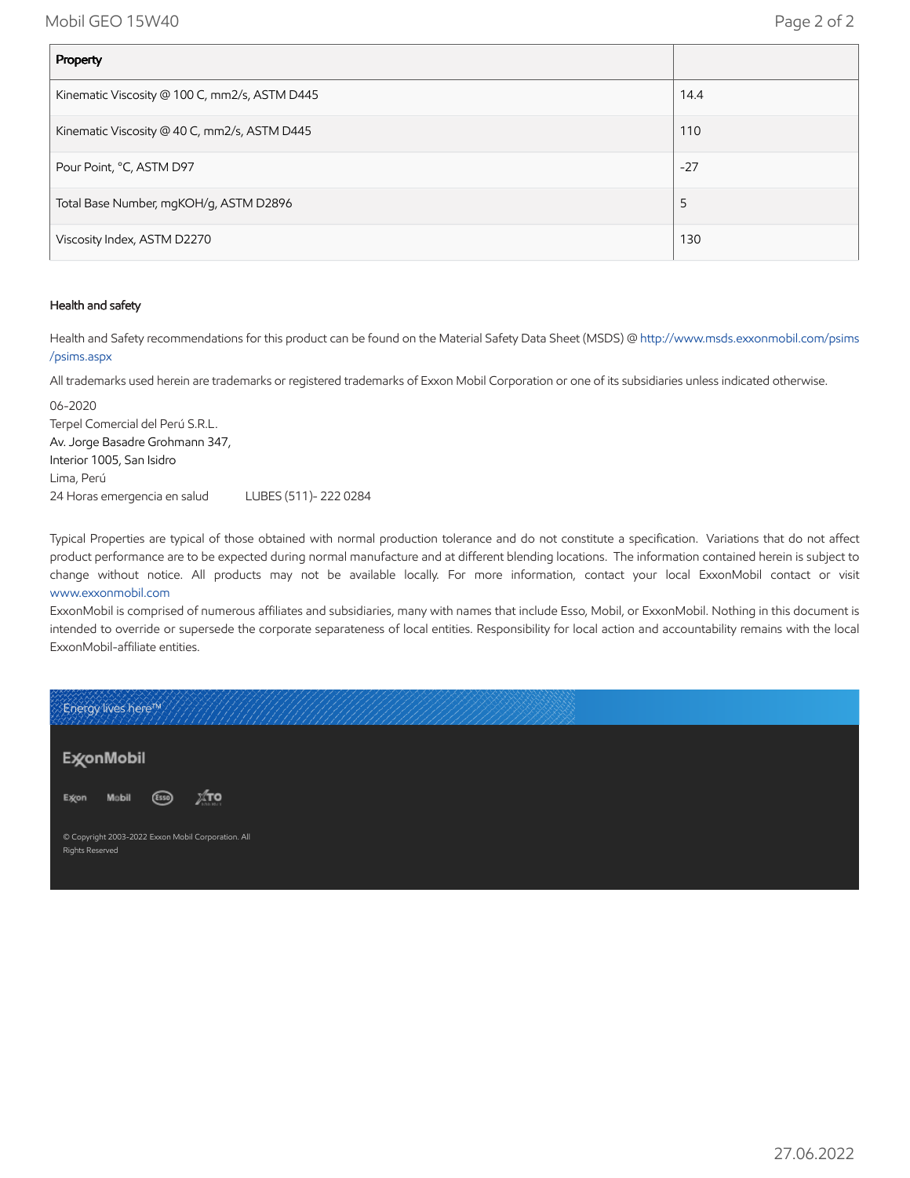| Property | |
|---|---|
| Kinematic Viscosity @ 100 C, mm2/s, ASTM D445 | 14.4 |
| Kinematic Viscosity @ 40 C, mm2/s, ASTM D445 | 110 |
| Pour Point, °C, ASTM D97 | -27 |
| Total Base Number, mgKOH/g, ASTM D2896 | 5 |
| Viscosity Index, ASTM D2270 | 130 |

### Health and safety

Health and Safety recommendations for this product can be found on the Material Safety Data Sheet (MSDS) @ http://www.msds.exxonmobil.com/psims/psims.aspx

All trademarks used herein are trademarks or registered trademarks of Exxon Mobil Corporation or one of its subsidiaries unless indicated otherwise.

06-2020
Terpel Comercial del Perú S.R.L.
Av. Jorge Basadre Grohmann 347,
Interior 1005, San Isidro
Lima, Perú
24 Horas emergencia en salud LUBES (511)- 222 0284

Typical Properties are typical of those obtained with normal production tolerance and do not constitute a specification. Variations that do not affect product performance are to be expected during normal manufacture and at different blending locations. The information contained herein is subject to change without notice. All products may not be available locally. For more information, contact your local ExxonMobil contact or visit www.exxonmobil.com

ExxonMobil is comprised of numerous affiliates and subsidiaries, many with names that include Esso, Mobil, or ExxonMobil. Nothing in this document is intended to override or supersede the corporate separateness of local entities. Responsibility for local action and accountability remains with the local ExxonMobil-affiliate entities.

Energy lives here™

ExxonMobil

Exxon Mobil Esso XTO

© Copyright 2003-2022 Exxon Mobil Corporation. All Rights Reserved

27.06.2022